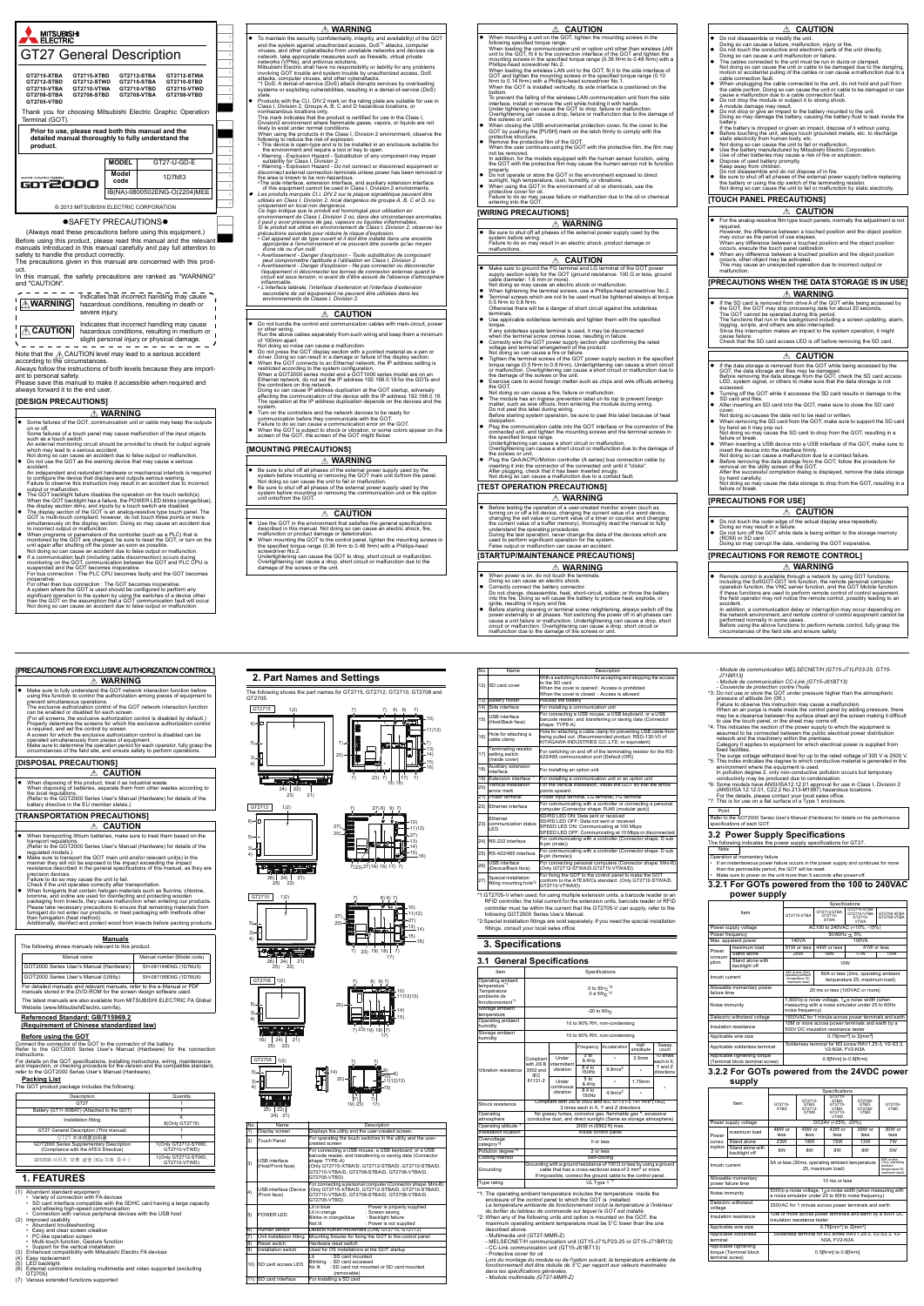# MITSUBISHI ELECTRIC

# GT27 General Description

| GT2715-XTBA | GT2715-XTBD | GT2712-STBA | GT2712-STWA |
|---|---|---|---|
| GT2712-STBD | GT2712-STWD | GT2710-STBA | GT2710-STBD |
| GT2710-VTBA | GT2710-VTWA | GT2710-VTBD | GT2710-VTWD |
| GT2708-STBA | GT2708-STBD | GT2708-VTBA | GT2708-VTBD |
| GT2705-VTBD | | | |

Thank you for choosing Mitsubishi Electric Graphic Operation Terminal (GOT).

**Prior to use, please read both this manual and the detailed manual thoroughly to fully understand the product.**

| MODEL | GT27-U-GD-E |
|---|---|
| Model code | 1D7MI3 |
| | IB(NA)-0800502ENG-O(2204)MEE |

GOT2000

© 2013 MITSUBISHI ELECTRIC CORPORATION

## ●SAFETY PRECAUTIONS●

(Always read these precautions before using this equipment.)

Before using this product, please read this manual and the relevant manuals introduced in this manual carefully and pay full attention to safety to handle the product correctly.

The precautions given in this manual are concerned with this product.

In this manual, the safety precautions are ranked as "WARNING" and "CAUTION".

| ⚠WARNING | Indicates that incorrect handling may cause hazardous conditions, resulting in death or severe injury. |
|---|---|
| ⚠CAUTION | Indicates that incorrect handling may cause hazardous conditions, resulting in medium or slight personal injury or physical damage. |

Note that the ⚠CAUTION level may lead to a serious accident according to the circumstances.

Always follow the instructions of both levels because they are important to personal safety.

Please save this manual to make it accessible when required and always forward it to the end user.

### [DESIGN PRECAUTIONS]

**⚠ WARNING**

- Some failures of the GOT, communication unit or cable may keep the outputs on or off.
  Some failures of a touch panel may cause malfunction of the input objects such as a touch switch.
  An external monitoring circuit should be provided to check for output signals which may lead to a serious accident.
  Not doing so can cause an accident due to false output or malfunction.
- Do not use the GOT as the warning device that may cause a serious accident.
  An independent and redundant hardware or mechanical interlock is required to configure the device that displays and outputs serious warning.
  Failure to observe this instruction may result in an accident due to incorrect output or malfunction.
- The GOT backlight failure disables the operation on the touch switch(s).
  When the GOT backlight has a failure, the POWER LED blinks (orange/blue), the display section dims, and inputs by a touch switch are disabled.
- The display section of the GOT is an analog-resistive type touch panel. The GOT is multi-touch compliant, however, do not touch three points or more simultaneously on the display section. Doing so may cause an accident due to incorrect output or malfunction.
- When programs or parameters of the controller (such as a PLC) that is monitored by the GOT are changed, be sure to reset the GOT, or turn on the unit again after shutting off the power as soon as possible.
  Not doing so can cause an accident due to false output or malfunction.
- If a communication fault (including cable disconnection) occurs during monitoring on the GOT, communication between the GOT and PLC CPU is suspended and the GOT becomes inoperative.
  For bus connection : The PLC CPU becomes faulty and the GOT becomes inoperative.
  For other than bus connection : The GOT becomes inoperative.
  A system where the GOT is used should be configured to perform any significant operation to the system by using the switches of a device other than the GOT on the assumption that a GOT communication fault will occur.
  Not doing so can cause an accident due to false output or malfunction.

**⚠ WARNING**

- To maintain the security (confidentiality, integrity, and availability) of the GOT and the system against unauthorized access, DoS*1 attacks, computer viruses, and other cyberattacks from unreliable networks and devices via network, take appropriate measures such as firewalls, virtual private networks (VPNs), and antivirus solutions.
  Mitsubishi Electric shall have no responsibility or liability for any problems involving GOT trouble and system trouble by unauthorized access, DoS attacks, computer viruses, and other cyberattacks.
  *1 DoS: A denial-of-service (DoS) attack disrupts services by overloading systems or exploiting vulnerabilities, resulting in a denial-of-service (DoS) state.
- Products with the CI1, DIV.2 mark on the rating plate are suitable for use in Class I, Division 2, Groups A, B, C and D hazardous locations, or nonhazardous locations only.
  This mark indicates that the product is certified for use in the Class I, Division2 environment where flammable gases, vapors, or liquids are not likely to exist under normal conditions.
  When using the products in the Class I, Division 2 environment, observe the following to reduce the risk of explosion.
  - This device is open-type and is to be installed in an enclosure suitable for the environment and require a tool or key to open.
  - Warning - Explosion Hazard - Substitution of any component may impair suitability for Class I, Division 2.
  - Warning - Explosion Hazard - Do not connect or disconnect equipment or disconnect external connection terminals unless power has been removed or the area is known to be non-hazardous.
  - The side interface, extension interface, and auxiliary extension interface of this equipment cannot be used in Class I, Division 2 environments.
- *Les produits marqués CI1, DIV.2 sur la plaque signalétique sont utilisés dans la Classe I, Division 2, lieux dangereux de groupe A, B, C et D, ou uniquement en local non dangereux.*
  *Ce logo indique que le produit est homologué pour utilisation en environnement de Classe I, Division 2, dans des circonstances anormales; il peut y avoir présence de gaz, vapeurs ou liquides inflammables.*
  *Si le produit est utilisé en environnement de Classe I, Division 2, observer les précautions suivantes pour réduire le risque d'explosion.*
  - *Cet appareil est de type ouvert et il doit être installé dans une enceinte appropriée à l'environnement et ne pouvant être ouverte qu'avec un outil ou une clé.*
  - *Avertissement - Danger d'explosion - Toute substitution de composant peut compromettre l'aptitude à l'utilisation en Classe I, Division 2.*
  - *Avertissement - Danger d'explosion - Ne pas connecter ou déconnecter l'équipement ni déconnecter les bornes de connexion externes quand le circuit est sous tension, ni avant de s'être assuré de l'absence d'atmosphère inflammable.*
  - *L'interface latérale, l'interface d'extension et l'interface d'extension secondaire de cet équipement ne peuvent être utilisées dans les environnements de Classe I, Division 2.*

**⚠ CAUTION**

- Do not bundle the control and communication cables with main-circuit, power or other wiring.
  Run the above cables separately from such wiring and keep them a minimum of 100mm apart.
  Not doing so noise can cause a malfunction.
- Do not press the GOT display section with a pointed material as a pen or driver. Doing so can result in a damage or failure of the display section.
- When the GOT connects to an Ethernet network, the IP address setting is restricted according to the system configuration.
  When a GOT2000 series model and a GOT1000 series model are on an Ethernet network, do not set the IP address 192.168.0.18 for the GOTs and the controllers on this network.
  Doing so can cause IP address duplication at the GOT startup, adversely affecting the communication of the device with the IP address 192.168.0.18.
  The operation at the IP address duplication depends on the devices and the system.
- Turn on the controllers and the network devices to be ready for communication before they communicate with the GOT.
  Failure to do so can cause a communication error on the GOT.
- When the GOT is subject to shock or vibration, or some colors appear on the screen of the GOT, the screen of the GOT might flicker.

### [MOUNTING PRECAUTIONS]

**⚠ WARNING**

- Be sure to shut off all phases of the external power supply used by the system before mounting or removing the GOT main unit to/from the panel.
  Not doing so can cause the unit to fail or malfunction.
- Be sure to shut off all phases of the external power supply used by the system before mounting or removing the communication unit or the option unit onto/from the GOT.

**⚠ CAUTION**

- Use the GOT in the environment that satisfies the general specifications described in this manual. Not doing so can cause an electric shock, fire, malfunction or product damage or deterioration.
- When mounting the GOT to the control panel, tighten the mounting screws in the specified torque range (0.36 N·m to 0.48 N·m) with a Phillips-head screwdriver No.2.
  Undertightening can cause the GOT to drop, short circuit or malfunction.
  Overtightening can cause a drop, short circuit or malfunction due to the damage of the screws or the GOT.

**⚠ CAUTION**

- When mounting a unit on the GOT, tighten the mounting screws in the following specified torque range.
  When loading the communication unit or option unit other than wireless LAN unit to the GOT, fit it to the connection interface of the GOT and tighten the mounting screws in the specified torque range (0.36 N·m to 0.48 N·m) with a Phillips-head screwdriver No.2.
  When loading the wireless LAN unit to the GOT, fit it to the side interface of GOT and tighten the mounting screws in the specified torque range (0.10 N·m to 0.14 N·m) with a Phillips-head screwdriver No.1.
  When the GOT is installed vertically, its side interface is positioned on the bottom.
  To prevent the falling of the wireless LAN communication unit from the side interface, install or remove the unit while holding it with hands.
  Under tightening can cause the GOT to drop, failure or malfunction.
  Overtightening can cause a drop, failure or malfunction due to the damage of the screws or unit.
- When closing the USB environmental protection cover, fix the cover to the GOT by pushing the [PUSH] mark on the latch firmly to comply with the protective structure.
- Remove the protective film of the GOT.
  When the user continues using the GOT with the protective film, the film may not be removed.
  In addition, for the models equipped with the human sensor function, using the GOT with the protective film may cause the human sensor not to function properly.
- Do not operate or store the GOT in the environment exposed to direct sunlight, high temperature, dust, humidity, or vibrations.
- When using the GOT in the environment of oil or chemicals, use the protective cover for oil.
  Failure to do so may cause failure or malfunction due to the oil or chemical entering into the GOT.

### [WIRING PRECAUTIONS]

**⚠ WARNING**

- Be sure to shut off all phases of the external power supply used by the system before wiring.
  Failure to do so may result in an electric shock, product damage or malfunctions.

**⚠ CAUTION**

- Make sure to ground the FG terminal and LG terminal of the GOT power supply section solely for the GOT (ground resistance: 100 Ω or less, ground cable diameter: 1.6 mm or more).
  Not doing so may cause an electric shock or malfunction.
- When tightening the terminal screws, use a Phillips-head screwdriver No.2.
- Terminal screws which are not to be used must be tightened always at torque 0.5 N·m to 0.8 N·m.
  Otherwise there will be a danger of short circuit against the solderless terminals.
- Use applicable solderless terminals and tighten them with the specified torque.
  If any solderless spade terminal is used, it may be disconnected when the terminal screw comes loose, resulting in failure.
- Correctly wire the GOT power supply section after confirming the rated voltage and terminal arrangement of the product.
  Not doing so can cause a fire or failure.
- Tighten the terminal screws of the GOT power supply section in the specified torque range (0.5 N·m to 0.8 N·m). Undertightening can cause a short circuit or malfunction. Overtightening can cause a short circuit or malfunction due to the damage of the screws or the GOT.
- Exercise care to avoid foreign matter such as chips and wire offcuts entering the GOT.
  Not doing so can cause a fire, failure or malfunction.
- The module has an ingress prevention label on its top to prevent foreign matter, such as wire offcuts, from entering the module during wiring.
  Do not peel this label during wiring.
  Before starting system operation, be sure to peel this label because of heat dissipation.
- Plug the communication cable into the GOT interface or the connector of the connected unit, and tighten the mounting screws and the terminal screws in the specified torque range.
  Undertightening can cause a short circuit or malfunction.
  Overtightening can cause a short circuit or malfunction due to the damage of the screws or unit.
- Plug the QnA/ACPU/Motion controller (A series) bus connection cable by inserting it into the connector of the connected unit until it "clicks".
  After plugging, check that it has been inserted snugly.
  Not doing so can cause a malfunction due to a contact fault.

### [TEST OPERATION PRECAUTIONS]

**⚠ WARNING**

- Before testing the operation of a user-created monitor screen (such as turning on or off a bit device, changing the current value of a word device, changing the set value or current value of a timer or counter, and changing the current value of a buffer memory), thoroughly read the manual to fully understand the operating procedure.
  During the test operation, never change the data of the devices which are used to perform significant operation for the system.
  False output or malfunction can cause an accident.

### [STARTUP/MAINTENANCE PRECAUTIONS]

**⚠ WARNING**

- When power is on, do not touch the terminals.
  Doing so can cause an electric shock.
- Correctly connect the battery connector.
  Do not charge, disassemble, heat, short-circuit, solder, or throw the battery into the fire. Doing so will cause the battery to produce heat, explode, or ignite, resulting in injury and fire.
- Before starting cleaning or terminal screw retightening, always switch off the power externally in all phases. Not switching the power off in all phases can cause a unit failure or malfunction. Undertightening can cause a short circuit or malfunction. Overtightening can cause a short circuit or malfunction due to the damage of the screws or unit.

**⚠ CAUTION**

- Do not disassemble or modify the unit.
  Doing so can cause a failure, malfunction, injury or fire.
- Do not touch the conductive and electronic parts of the unit directly.
  Doing so can cause a unit malfunction or failure.
- The cables connected to the unit must be run in ducts or clamped.
  Not doing so can cause the unit or cable to be damaged due to the dangling, motion or accidental pulling of the cables or can cause a malfunction due to a cable connection fault.
- When unplugging the cable connected to the unit, do not hold and pull from the cable portion. Doing so can cause the unit or cable to be damaged or can cause a malfunction due to a cable connection fault.
- Do not drop the module or subject it to strong shock.
  A module damage may result.
- Do not drop or give an impact to the battery mounted to the unit.
  Doing so may damage the battery, causing the battery fluid to leak inside the battery.
  If the battery is dropped or given an impact, dispose of it without using.
- Before touching the unit, always touch grounded metals, etc. to discharge static electricity from human body, etc.
  Not doing so can cause the unit to fail or malfunction.
- Use the battery manufactured by Mitsubishi Electric Corporation.
  Use of other batteries may cause a risk of fire or explosion.
- Dispose of used battery promptly.
  Keep away from children.
  Do not disassemble and do not dispose of in fire.
- Be sure to shut off all phases of the external power supply before replacing the battery or using the dip switch of the terminating resistor.
  Not doing so can cause the unit to fail or malfunction by static electricity.

### [TOUCH PANEL PRECAUTIONS]

**⚠ CAUTION**

- For the analog-resistive film type touch panels, normally the adjustment is not required.
  However, the difference between a touched position and the object position may occur as the period of use elapses.
  When any difference between a touched position and the object position occurs, execute the touch panel calibration.
- When any difference between a touched position and the object position occurs, other object may be activated.
  This may cause an unexpected operation due to incorrect output or malfunction.

### [PRECAUTIONS WHEN THE DATA STORAGE IS IN USE]

**⚠ WARNING**

- If the SD card is removed from drive A of the GOT while being accessed by the GOT, the GOT may stop processing data for about 20 seconds.
  The GOT cannot be operated during this period.
  The functions that run in the background including a screen updating, alarm, logging, scripts, and others are also interrupted.
  Since this interruption makes an impact to the system operation, it might cause failure.
  Check that the SD card access LED is off before removing the SD card.

**⚠ CAUTION**

- If the data storage is removed from the GOT while being accessed by the GOT, the data storage and files may be damaged.
  Before removing the data storage from the GOT, check the SD card access LED, system signal, or others to make sure that the data storage is not accessed.
- Turning off the GOT while it accesses the SD card results in damage to the SD card and files.
- After inserting an SD card into the GOT, make sure to close the SD card cover.
  Not doing so causes the data not to be read or written.
- When removing the SD card from the GOT, make sure to support the SD card by hand as it may pop out.
  Not doing so may cause the SD card to drop from the GOT, resulting in a failure or break.
- When inserting a USB device into a USB interface of the GOT, make sure to insert the device into the interface firmly.
  Not doing so can cause a malfunction due to a contact failure.
- Before removing the data storage from the GOT, follow the procedure for removal on the utility screen of the GOT.
  After the successful completion dialog is displayed, remove the data storage by hand carefully.
  Not doing so may cause the data storage to drop from the GOT, resulting in a failure or break.

### [PRECAUTIONS FOR USE]

**⚠ CAUTION**

- Do not touch the outer edge of the actual display area repeatedly.
  Doing so may result in a failure.
- Do not turn off the GOT while data is being written to the storage memory (ROM) or SD card.
  Doing so may corrupt the data, rendering the GOT inoperative.

### [PRECAUTIONS FOR REMOTE CONTROL]

**⚠ WARNING**

- Remote control is available through a network by using GOT functions, including the SoftGOT-GOT link function, the remote personal computer operation function, the VNC server function, and the GOT Mobile function.
  If these functions are used to perform remote control of control equipment, the field operator may not notice the remote control, possibly leading to an accident.
  In addition, a communication delay or interruption may occur depending on the network environment, and remote control of control equipment cannot be performed normally in some cases.
  Before using the above functions to perform remote control, fully grasp the circumstances of the field site and ensure safety.

### [PRECAUTIONS FOR EXCLUSIVE AUTHORIZATION CONTROL]

**⚠ WARNING**

- Make sure to fully understand the GOT network interaction function before using this function to control the authorization among pieces of equipment to prevent simultaneous operations.
  The exclusive authorization control of the GOT network interaction function can be enabled or disabled for each screen.
  (For all screens, the exclusive authorization control is disabled by default.)
  Properly determine the screens for which the exclusive authorization control is required, and set the control by screen.
  A screen for which the exclusive authorization control is disabled can be operated simultaneously from pieces of equipment.
  Make sure to determine the operation period for each operator, fully grasp the circumstances of the field site, and ensure safety to perform operations.

### [DISPOSAL PRECAUTIONS]

**⚠ CAUTION**

- When disposing of this product, treat it as industrial waste.
  When disposing of batteries, separate them from other wastes according to the local regulations.
  (Refer to the GOT2000 Series User's Manual (Hardware) for details of the battery directive in the EU member states.)

### [TRANSPORTATION PRECAUTIONS]

**⚠ CAUTION**

- When transporting lithium batteries, make sure to treat them based on the transport regulations.
  (Refer to the GOT2000 Series User's Manual (Hardware) for details of the regulated models.)
- Make sure to transport the GOT main unit and/or relevant unit(s) in the manner they will not be exposed to the impact exceeding the impact resistance described in the general specifications of this manual, as they are precision devices.
  Failure to do so may cause the unit to fail.
  Check if the unit operates correctly after transportation.
- When fumigants that contain halogen materials such as fluorine, chlorine, bromine, and iodine are used for disinfecting and protecting wooden packaging from insects, they cause malfunction when entering our products.
  Please take necessary precautions to ensure that remaining materials from fumigant do not enter our products, or treat packaging with methods other than fumigation (heat method).
  Additionally, disinfect and protect wood from insects before packing products.

### Manuals

The following shows manuals relevant to this product.

| Manual name | Manual number (Model code) |
|---|---|
| GOT2000 Series User's Manual (Hardware) | SH-081194ENG (1D7MJ5) |
| GOT2000 Series User's Manual (Utility) | SH-081195ENG (1D7MJ6) |

For detailed manuals and relevant manuals, refer to the e-Manual or PDF manuals stored in the DVD-ROM for the screen design software used.

The latest manuals are also available from MITSUBISHI ELECTRIC FA Global Website (www.MitsubishiElectric.com/fa).

### Referenced Standard: GB/T15969.2
### (Requirement of Chinese standardized law)

### Before using the GOT

Connect the battery connector of the GOT to the connector of the battery.
Refer to the GOT2000 Series User's Manual (Hardware) for the connection instructions.

For details on the GOT specifications, installing instructions, wiring, maintenance and inspection, or checking procedure for the version and the compatible standard, refer to the GOT2000 Series User's Manual (Hardware).

### Packing List

The GOT product package includes the following:

| Description | Quantity |
|---|---|
| GT27 | 1 |
| Battery (GT11-50BAT) (Attached to the GOT) | 1 |
| Installation fitting | 4, 8(Only GT2715) |
| GT27 General Description (This manual) | 1 |
| GT27 本体使用说明书 | 1 |
| GOT2000 Series Supplementary Description (Compliance with the ATEX Directive) | 1(Only GT2712-STWD, GT2710-VTWD) |
| GOT2000 시리즈 모델 설명 (KCs 지침 준수) | 1(Only GT2712-STWD, GT2710-VTWD) |

## 1. FEATURES

(1) Abundant standard equipment
- Variety of connection with FA devices
- SD card interface compatible with the SDHC card having a large capacity and allowing high-speed communication
- Connection with various peripheral devices with the USB host

(2) Improved usability
- Abundant troubleshooting
- Easy and clear screen creation
- PC-like operation screen
- Multi-touch function, Gesture function
- Support for the vertical installation

(3) Enhanced compatibility with Mitsubishi Electric FA devices
(4) Easy replacement
(5) LED backlight
(6) External controllers including multimedia and video supported (excluding GT2705)
(7) Various extended functions supported

## 2. Part Names and Settings

The following shows the part names for GT2715, GT2712, GT2710, GT2708 and GT2705.

| No. | Name | Description |
|---|---|---|
| 1) | Display screen | Displays the utility and the user-created screen. |
| 2) | Touch Panel | For operating the touch switches in the utility and the user-created screen |
| 3) | USB interface (Host/Front face) | For connecting a USB mouse, a USB keyboard, or a USB barcode reader, and transferring or saving data (Connector shape: TYPE-A) (Only GT2715-XTBA/D, GT2712-STBA/D, GT2710-STBA/D, GT2710-VTBA/D, GT2708-STBA/D, GT2708-VTBA/D, GT2705-VTBD) |
| 4) | USB interface (Device/Front face) | For connecting a personal computer (Connector shape: Mini-B) (Only GT2715-XTBA/D, GT2712-STBA/D, GT2710-STBA/D, GT2710-VTBA/D, GT2708-STBA/D, GT2708-VTBA/D, GT2705-VTBD) |
| 5) | POWER LED | Lit in blue : Power is properly supplied.<br>Lit in orange : Screen saving<br>Blinks in orange/blue : Backlight failure<br>Not lit : Power is not supplied. |
| 6) | Human sensor | Detects human movement.(Only GT2715-XTBA/D, GT2712-STBA/D) |
| 7) | Unit installation fitting | Mounting fixtures for fixing the GOT to the control panel |
| 8) | Reset switch | Hardware reset switch |
| 9) | Installation switch | Used for OS installations at the GOT startup |
| 10) | SD card access LED | Lit : SD card mounted<br>Blinking : SD card accessed<br>No lit : SD card not mounted or SD card mounted (removable) |
| 11) | SD card interface | For installing a SD card |
| 12) | SD card cover | With a switching function for accepting and stopping the access to the SD card.<br>When the cover is opened : Access is prohibited<br>When the cover is closed : Access is allowed |
| 13) | Battery holder | Houses the battery |
| 14) | Side interface | For installing a communication unit |
| 15) | USB interface (Host/Back face) | For connecting a USB mouse, a USB keyboard, or a USB barcode reader, and transferring or saving data (Connector shape: TYPE-A) |
| 16) | Hole for attaching a cable clamp | Holes for attaching a cable clamp for preventing USB cable from being pulled out. (Recommended product: RSG-130-V0-12 KITAGAWA INDUSTRIES CO.,LTD. or equivalent) |
| 17) | Terminating resistor setting switch (Inside cover) | For switching on and off of the terminating resistor for the RS-422/485 communication port (Default (Off)) |
| 18) | Auxiliary extension interface | For installing an option unit |
| 19) | Extension interface *1 | For installing a communication unit or an option unit |
| 20) | Vertical installation arrow mark | For the vertical installation, install the GOT so that the arrow points upward. |
| 21) | Power terminal | Power input terminal, LG terminal, FG terminal |
| 22) | Ethernet interface | For communicating with a controller or connecting a personal computer (Connector shape: RJ45 (modular jack)) |
| 23) | Ethernet communication status LED | SD/RD LED ON: Data sent or received<br>SD/RD LED OFF: Data not sent or received<br>SPEED LED ON: Communicating at 100 Mbps<br>SPEED LED OFF: Communicating at 10 Mbps or disconnected |
| 24) | RS-232 interface | For communicating with a controller (Connector shape: D-sub 9-pin (male)) |
| 25) | RS-422/485 interface | For communicating with a controller (Connector shape: D-sub 9-pin (female)) |
| 26) | USB interface (Device/Back face) | For connecting personal computers (Connector shape: Mini-B) (Only GT2712-STWA/D, GT2710-VTWA/D) |
| 27) | Special installation fitting mounting hole*2 | For fixing the GOT to the control panel to make the GOT conform to the ATEX/KCs standard. (Only GT2712-STWA/D, GT2710-VTWA/D) |

*1:GT2705-V when used, for using multiple extension units, a barcode reader or an RFID controller, the total current for the extension units, barcode reader or RFID controller must be within the current that the GT2705-V can supply. refer to the following GOT2000 Series User's Manual.

*2:Special installation fittings are sold separately. If you need the special installation fittings, consult your local sales office.

## 3. Specifications

### 3.1 General Specifications

| Item | | Specifications | | | | |
|---|---|---|---|---|---|---|
| Operating ambient temperature*1 | Temperature ambient of the front/enclosure*1 | 0 to 55℃*2<br>0 to 55℃*2 | | | | |
| Storage ambient temperature | | -20 to 60℃ | | | | |
| Operating ambient humidity | | 10 to 90% RH, non-condensing | | | | |
| Storage ambient humidity | | 10 to 90% RH, non-condensing | | | | |
| Vibration resistance | | | Frequency | Acceleration | Half-amplitude | Sweep count |
| | Compliant with JIS B 3502 and IEC 61131-2 | Under intermittent vibration | 5 to 8.4Hz | - | 3.5mm | 10 times each in X, Y and Z directions |
| | | | 8.4 to 150Hz | $9.8m/s^2$ | - | |
| | | Under continuous vibration | 5 to 8.4Hz | - | 1.75mm | - |
| | | | 8.4 to 150Hz | $4.9m/s^2$ | - | |
| Shock resistance | | Compliant with JIS B 3502 and IEC 61131-2 (147 m/s², 11ms), 3 times each in X, Y and Z directions | | | | |
| Operating atmosphere | | No greasy fumes, corrosive gas, flammable gas*6, excessive conductive dust, and direct sunlight (Same as storage atmosphere) | | | | |
| Operating altitude*3 | | 2000 m (6562 ft) max. | | | | |
| Installation location | | Inside control panel | | | | |
| Overvoltage category*4 | | II or less | | | | |
| Pollution degree*5 | | 2 or less | | | | |
| Cooling method | | Self-cooling | | | | |
| Grounding | | Grounding with a ground resistance of 100 Ω or less by using a ground cable that has a cross-sectional area of 2 mm² or more.<br>If impossible, connect the ground cable to the control panel. | | | | |
| Type rating | | UL Type 1*7 | | | | |

*1: The operating ambient temperature includes the temperature inside the enclosure of the control panel to which the GOT is installed.
*La température ambiante de fonctionnement inclut la température à l'intérieur du boîtier du tableau de commande sur lequel le GOT est installé.*

*2: When any of the following units and option is mounted on the GOT, the maximum operating ambient temperature must be 5℃ lower than the one described above.
- Multimedia unit (GT27-MMR-Z)
- MELSECNET/H communication unit (GT15-J71LP23-25 or GT15-J71BR13)
- CC-Link communication unit (GT15-J61BT13)
- Protective cover for oil

*Lors du montage du module ou de l'option suivant, la température ambiante de fonctionnement doit être réduite de 5℃ par rapport aux valeurs maximales dans les spécifications générales.*
- *Module multimédia (GT27-MMR-Z)*
- *Module de communication MELSECNET/H (GT15-J71LP23-25, GT15-J71BR13)*
- *Module de communication CC-Link (GT15-J61BT13)*
- *Couvercle de protection contre l'huile*

*3: Do not use or store the GOT under pressure higher than the atmospheric pressure of altitude 0m (0ft.).
Failure to observe this instruction may cause a malfunction.
When an air purge is made inside the control panel by adding pressure, there may be a clearance between the surface sheet and the screen making it difficult to use the touch panel, or the sheet may come off.

*4: This indicates the section of the power supply to which the equipment is assumed to be connected between the public electrical power distribution network and the machinery within the premises.
Category II applies to equipment for which electrical power is supplied from fixed facilities.
The surge voltage withstand level for up to the rated voltage of 300 V is 2500 V.

*5: This index indicates the degree to which conductive material is generated in the environment where the equipment is used.
In pollution degree 2, only non-conductive pollution occurs but temporary conductivity may be produced due to condensation.

*6: Some models have ANSI/ISA12.12.01 approval for use in Class I, Division 2 (ANSI/ISA 12.12.01, C22.2 No.213-M1987) hazardous locations.
For the details, please contact your local sales office.

*7: This is for use on a flat surface of a Type 1 enclosure.

**Point**

Refer to the GOT2000 Series User's Manual (Hardware) for details on the performance specifications of each GOT.

### 3.2 Power Supply Specifications

The following indicates the power supply specifications for GT27.

**Note**

Operation of momentary failure
- If an instantaneous power failure occurs in the power supply and continues for more than the permissible period, the GOT will be reset.
- Make sure to power on the unit more than 5 seconds after power-off.

#### 3.2.1 For GOTs powered from the 100 to 240VAC power supply

| Item | | Specifications | | | |
|---|---|---|---|---|---|
| | | GT2715-XTBA | GT2712-STBA, GT2712-STWA | GT2710-STBA, GT2710-VTBA, GT2710-VTWA | GT2708-STBA, GT2708-VTBA |
| Power supply voltage | | AC100 to 240VAC (+10%, -15%) | | | |
| Power frequency | | 50/60Hz ± 5% | | | |
| Max. apparent power | | 140VA | | 100VA | |
| Power consumption | maximum load | 51W or less | 44W or less | 39W or less | |
| | Stand alone | 25W | 19W | 17W | 15W |
| | Stand alone with backlight off | 10W | | | |
| Inrush current | | 48A or less (3ms, operating ambient temperature 25, maximum load) | 60A or less (3ms, operating ambient temperature 25, maximum load) | | |
| Allowable momentary power failure time | | 20 ms or less (100VAC or more) | | | |
| Noise immunity | | 1,500Vp-p noise voltage, 1µs noise width (when measuring with a noise simulator under 25 to 60Hz noise frequency) | | | |
| Dielectric withstand voltage | | 1500VAC for 1 minute across power terminals and earth | | | |
| Insulation resistance | | 10M or more across power terminals and earth by a 500V DC insulation resistance tester | | | |
| Applicable wire size | | 0.75[mm²] to 2[mm²] | | | |
| Applicable solderless terminal | | Solderless terminal for M3 screw RAV1.25-3, V2-S3.3, V2-N3A, FV2-N3A | | | |
| Applicable tightening torque (Terminal block terminal screw) | | 0.5[N·m] to 0.8[N·m] | | | |

#### 3.2.2 For GOTs powered from the 24VDC power supply

| Item | | Specifications | | | |
|---|---|---|---|---|---|
| | | GT2715-XTBD | GT2712-STBD, GT2712-STWD | GT2710-STBD, GT2710-VTBD, GT2710-VTWD | GT2708-STBD, GT2708-VTBD | GT2705-VTBD |
| Power supply voltage | | DC24V (+25%, -20%) | | | | |
| Power consumption | maximum load | 48W or less | 45W or less | 42W or less | 38W or less | 30W or less |
| | Stand alone | 23W | 18W | 15W | 13W | 7W |
| | Stand alone with backlight off | 8W | 8W | 8W | 8W | 5W |
| Inrush current | | 5A or less (20ms, operating ambient temperature 25, maximum load) | | | | 66A or less (1ms, operating ambient temperature 25, maximum load) |
| Allowable momentary power failure time | | 10 ms or less | | | | |
| Noise immunity | | 500Vp-p noise voltage, 1µs noise width (when measuring with a noise simulator under 25 to 60Hz noise frequency) | | | | |
| Dielectric withstand voltage | | 350VAC for 1 minute across power terminals and earth | | | | |
| Insulation resistance | | 10M or more across power terminals and earth by a 500V DC insulation resistance tester | | | | |
| Applicable wire size | | 0.75[mm²] to 2[mm²] | | | | |
| Applicable solderless terminal | | Solderless terminal for M3 screw RAV1.25-3, V2-S3.3, V2-N3A, FV2-N3A | | | | |
| Applicable tightening torque (Terminal block terminal screw) | | 0.5[N·m] to 0.8[N·m] | | | | |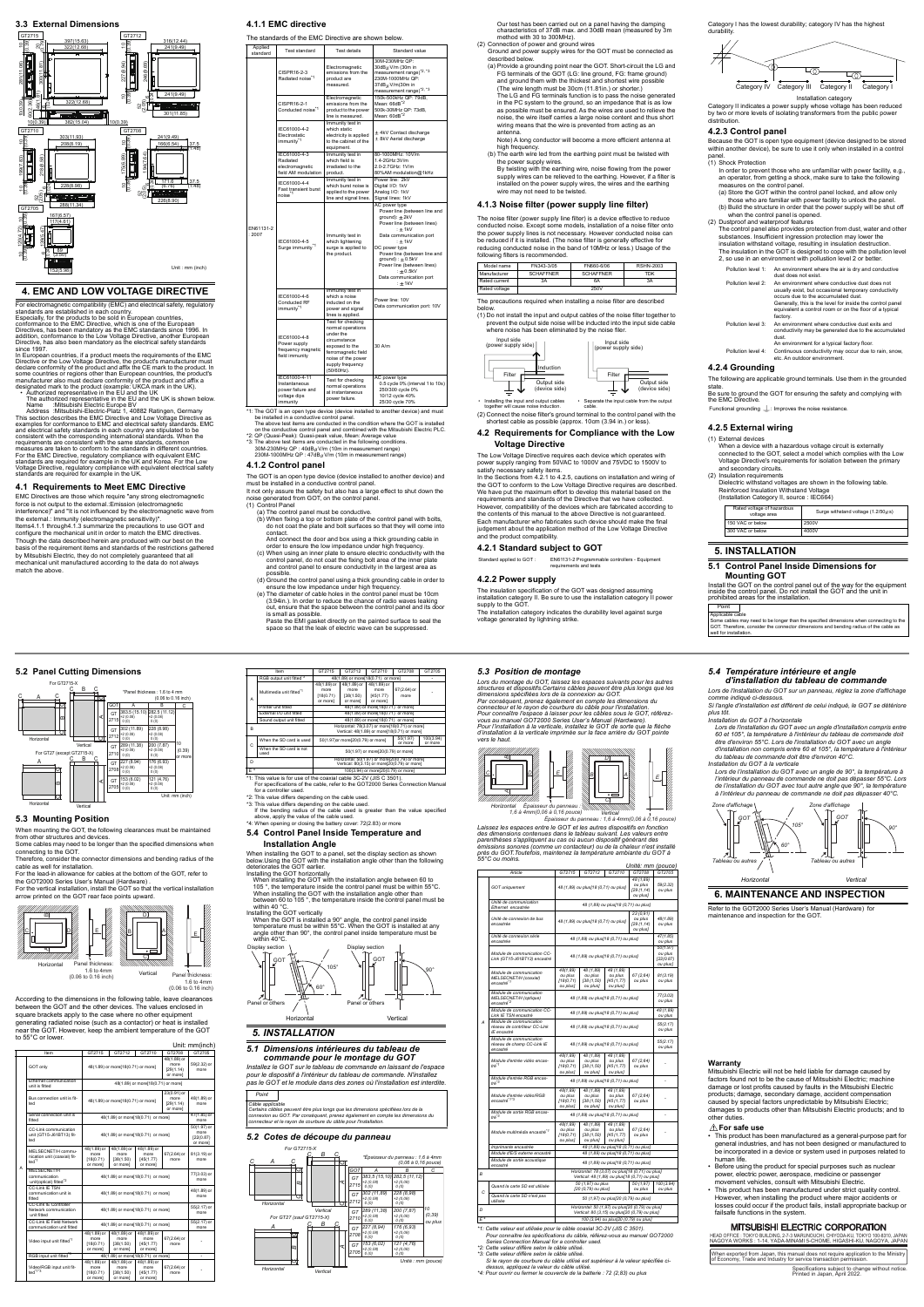## 3.3 External Dimensions

GT2715 GT2712

397(15.63)
322(12.68)
316(12.44)
241(9.49)
241(9.49)
301(11.85)
322(12.68)
382(15.04)
10(0.39)

GT2710 GT2708

303(11.93)
228(8.98)
241(9.49)
166(6.54)
37.5 (1.48)
228(8.98)
288(11.34)
171(6.73)
226(8.90)
37.5 (1.48)

GT2705

167(6.57)
117(4.61)
153(6.02)

Unit : mm (inch)

# 4. EMC AND LOW VOLTAGE DIRECTIVE

For electromagnetic compatibility (EMC) and electrical safety, regulatory standards are established in each country.
Especially, for the products to be sold in European countries, conformance to the EMC Directive, which is one of the European Directives, has been mandatory as the EMC standards since 1996. In addition, conformance to the Low Voltage Directive, another European Directive, has also been mandatory as the electrical safety standards since 1997.
In European countries, if a product meets the requirements of the EMC Directive or the Low Voltage Directive, the product manufacturer must declare conformity of the product and affix the CE mark to the product. In some countries or regions other than European countries, the product's manufacturer also must declare conformity of the product and affix a designated mark to the product (example: UKCA mark in the UK).

- Authorized representative in the EU and the UK
The authorized representative in the EU and the UK is shown below.
Name :Mitsubishi Electric Europe B.V.
Address :Mitsubishi-Electric-Platz 1, 40882 Ratingen, Germany

This section describes the EMC Directive and Low Voltage Directive as examples for conformance to EMC and electrical safety standards. EMC and electrical safety standards in each country are stipulated to be consistent with the corresponding international standards. When the requirements are consistent with the same standards, common measures are taken to conform to the standards in different countries.
For the EMC Directive, regulatory compliance with equivalent EMC standards are required for example in the UK and Korea. For the Low Voltage Directive, regulatory compliance with equivalent electrical safety standards are required for example in the UK.

## 4.1 Requirements to Meet EMC Directive

EMC Directives are those which require "any strong electromagnetic force is not output to the external.:Emission (electromagnetic interference)" and "It is not influenced by the electromagnetic wave from the external.: Immunity (electromagnetic sensitivity)".
Items4.1.1 through4.1.3 summarize the precautions to use GOT and configure the mechanical unit in order to match the EMC directives.
Though the data described herein are produced with our best on the basis of the requirement items and standards of the restrictions gathered by Mitsubishi Electric, they do not completely guaranteed that all mechanical unit manufactured according to the data do not always match the above.

### 4.1.1 EMC directive

The standards of the EMC Directive are shown below.

| Applied standard | Test standard | Test details | Standard value |
|---|---|---|---|
| EN61131-2 : 2007 | CISPR16-2-3 Radiated noise[*2] | Electromagnetic emissions from the product are measured. | 30M-230MHz QP: 30dBμV/m (30m in measurement range)[*1, *3] 230M-1000MHz QP: 37dBμV/m(30m in measurement range)[*1, *3] |
| | CISPR16-2-1 Conducted noise[*2] | Electromagnetic emissions from the product to the power line is measured. | 150k-500kHz QP: 79dB, Mean: 66dB[*2] 500k-30MHz QP: 73dB, Mean: 60dB[*2] |
| | IEC61000-4-2 Electrostatic immunity[*1] | Immunity test in which static electricity is applied to the cabinet of the equipment. | ±4kV Contact discharge ±8kV Aerial discharge |
| | IEC61000-4-3 Radiated electromagnetic field AM modulation | Immunity test in which field is irradiated to the product. | 80-1000MHz: 10V/m 1.4-2GHz:3V/m 2.0-2.7GHz: 1V/m 80%AM modulation@1kHz |
| | IEC61000-4-4 Fast transient burst noise | Immunity test in which burst noise is applied to the power line and signal lines. | Power line: 2kV Digital I/O: 1kV Analog I/O: 1kV Signal lines: 1kV |
| | IEC61000-4-5 Surge immunity[*1] | Immunity test in which lightening surge is applied to the product. | AC power type Power line (between line and ground): ±2kV Power line (between lines): ±1kV Data communication port: ±1kV DC power type Power line (between line and ground) : ±0.5kV Power line (between lines): ±0.5kV Data communication port: ±1kV |
| | IEC61000-4-6 Conducted RF immunity[*1] | Immunity test in which a noise inducted on the power and signal lines is applied. | Power line: 10V Data communication port: 10V |
| | IEC61000-4-8 Power supply frequency magnetic field immunity | Test for checking normal operations under the circumstance exposed to the electromagnetic field noise of the power supply frequency (50/60Hz). | 30 A/m |
| | IEC61000-4-11 Instantaneous power failure and voltage dips immunity | Test for checking normal operations at instantaneous power failure. | AC power type 0.5 cycle 0% (interval 1 to 10s) 250/300 cycle 0% 10/12 cycle 40% 25/30 cycle 70% |

\*1: The GOT is an open type device (device installed to another device) and must be installed in a conductive control panel.
The above test items are conducted in the condition where the GOT is installed on the conductive control panel and combined with the Mitsubishi Electric PLC.
\*2: QP (Quasi-Peak): Quasi-peak value, Mean: Average value
\*3: The above test items are conducted in the following conditions.
30M-230MHz QP : 40dBμV/m (10m in measurement range)
230M-1000MHz QP : 47dBμV/m (10m in measurement range)

### 4.1.2 Control panel

The GOT is an open type device (device installed to another device) and must be installed in a conductive control panel.
It not only assure the safety but also has a large effect to shut down the noise generated from GOT, on the control panel.
(1) Control Panel
(a) The control panel must be conductive.
(b) When fixing a top or bottom plate of the control panel with bolts, do not coat the plate and bolt surfaces so that they will come into contact.
And connect the door and box using a thick grounding cable in order to ensure the low impedance under high frequency.
(c) When using an inner plate to ensure electric conductivity with the control panel, do not coat the fixing bolt area of the inner plate and control panel to ensure conductivity in the largest area as possible.
(d) Ground the control panel using a thick grounding cable in order to ensure the low impedance under high frequency.
(e) The diameter of cable holes in the control panel must be 10cm (3.94in.). In order to reduce the chance of radio waves leaking out, ensure that the space between the control panel and its door is small as possible.
Paste the EMI gasket directly on the painted surface to seal the space so that the leak of electric wave can be suppressed.

Our test has been carried out on a panel having the damping characteristics of 37dB max. and 30dB mean (measured by 3m method with 30 to 300MHz).
(2) Connection of power and ground wires
Ground and power supply wires for the GOT must be connected as described below.
(a) Provide a grounding point near the GOT. Short-circuit the LG and FG terminals of the GOT (LG: line ground, FG: frame ground) and ground them with the thickest and shortest wire possible (The wire length must be 30cm (11.81in.) or shorter.)
The LG and FG terminals function is to pass the noise generated in the PC system to the ground, so an impedance that is as low as possible must be ensured. As the wires are used to relieve the noise, the wire itself carries a large noise content and thus short wiring means that the wire is prevented from acting as an antenna.
Note) A long conductor will become a more efficient antenna at high frequency.
(b) The earth wire led from the earthing point must be twisted with the power supply wires.
By twisting with the earthing wire, noise flowing from the power supply wires can be relieved to the earthing. However, if a filter is installed on the power supply wires, the wires and the earthing wire may not need to be twisted.

### 4.1.3 Noise filter (power supply line filter)

The noise filter (power supply line filter) is a device effective to reduce conducted noise. Except some models, installation of a noise filter onto the power supply lines is not necessary. However conducted noise can be reduced if it is installed. (The noise filter is generally effective for reducing conducted noise in the band of 10MHz or less.) Usage of the following filters is recommended.

| Model name | FN343-3/05 | FN660-6/06 | RSHN-2003 |
|---|---|---|---|
| Manufacturer | SCHAFFNER | SCHAFFNER | TDK |
| Rated current | 3A | 6A | 3A |
| Rated voltage | 250V | | |

The precautions required when installing a noise filter are described below.
(1) Do not install the input and output cables of the noise filter together to prevent the output side noise will be inducted into the input side cable where noise has been eliminated by the noise filter.

Input side (power supply side)
Induction
Filter
Output side (device side)
Input side (power supply side)
Filter
Output side (device side)

- Installing the input and output cables together will cause noise induction.
- Separate the input cable from the output cable.

(2) Connect the noise filter's ground terminal to the control panel with the shortest cable as possible (approx. 10cm (3.94 in.) or less).

## 4.2 Requirements for Compliance with the Low Voltage Directive

The Low Voltage Directive requires each device which operates with power supply ranging from 50VAC to 1000V and 75VDC to 1500V to satisfy necessary safety items.
In the Sections from 4.2.1 to 4.2.5, cautions on installation and wiring of the GOT to conform to the Low Voltage Directive requires are described. We have put the maximum effort to develop this material based on the requirements and standards of the Directive that we have collected. However, compatibility of the devices which are fabricated according to the contents of this manual to the above Directive is not guaranteed.
Each manufacturer who fabricates such device should make the final judgement about the application method of the Low Voltage Directive and the product compatibility.

### 4.2.1 Standard subject to GOT

Standard applied to GOT : EN61131-2 Programmable controllers - Equipment requirements and tests

### 4.2.2 Power supply

The insulation specification of the GOT was designed assuming installation category II. Be sure to use the installation category II power supply to the GOT.
The installation category indicates the durability level against surge voltage generated by lightning strike.

Category I has the lowest durability; category IV has the highest durability.

Category IV Category III Category II Category I

Installation category

Category II indicates a power supply whose voltage has been reduced by two or more levels of isolating transformers from the public power distribution.

### 4.2.3 Control panel

Because the GOT is open type equipment (device designed to be stored within another device), be sure to use it only when installed in a control panel.
(1) Shock Protection
In order to prevent those who are unfamiliar with power facility, e.g., an operator, from getting a shock, make sure to take the following measures on the control panel.
(a) Store the GOT within the control panel locked, and allow only those who are familiar with power facility to unlock the panel.
(b) Build the structure in order that the power supply will be shut off when the control panel is opened.
(2) Dustproof and waterproof features
The control panel also provides protection from dust, water and other substances. Insufficient ingression protection may lower the insulation withstand voltage, resulting in insulation destruction.
The insulation in the GOT is designed to cope with the pollution level 2, so use in an environment with pollution level 2 or better.

Pollution level 1: An environment where the air is dry and conductive dust does not exist.
Pollution level 2: An environment where conductive dust does not usually exist, but occasional temporary conductivity occurs due to the accumulated dust. Generally, this is the level for inside the control panel equivalent a control room or on the floor of a typical factory.
Pollution level 3: An environment where conductive dust exits and conductivity may be generated due to the accumulated dust. An environment for a typical factory floor.
Pollution level 4: Continuous conductivity may occur due to rain, snow, etc. An outdoor environment.

### 4.2.4 Grounding

The following are applicable ground terminals. Use them in the grounded state.
Be sure to ground the GOT for ensuring the safety and complying with the EMC Directive.
Functional grounding ⏚ : Improves the noise resistance.

### 4.2.5 External wiring

(1) External devices
When a device with a hazardous voltage circuit is externally connected to the GOT, select a model which complies with the Low Voltage Directive's requirements for isolation between the primary and secondary circuits.
(2) Insulation requirements
Dielectric withstand voltages are shown in the following table.
Reinforced Insulation Withstand Voltage
(Installation Category II, source : IEC664)

| Rated voltage of hazardous voltage area | Surge withstand voltage (1.2/50μs) |
|---|---|
| 150 VAC or below | 2500V |
| 300 VAC or below | 4000V |

# 5. INSTALLATION

## 5.1 Control Panel Inside Dimensions for Mounting GOT

Install the GOT on the control panel out of the way for the equipment inside the control panel. Do not install the GOT and the unit in prohibited areas for the installation.

Point
Applicable cable
Some cables may need to be longer than the specified dimensions when connecting to the GOT. Therefore, consider the connector dimensions and bending radius of the cable as well for installation.

## 5.2 Panel Cutting Dimensions

For GT2715-X

\*Panel thickness : 1.6 to 4mm (0.06 to 0.16 inch)

| GOT | | A | B | C |
|---|---|---|---|---|
| GT | 2715 | 383.5 (15.10) +2.0(0.08) / 0(0) | 282.5 (11.12) +2.0(0.08) / 0(0) | 10 (0.39) or more |
| GT | 2712 | 302 (11.89) +2.0(0.08) / 0(0) | 228 (8.98) +2.0(0.08) / 0(0) | |
| GT | 2710 | 289 (11.38) +2.0(0.08) / 0(0) | 200 (7.87) +2.0(0.08) / 0(0) | |
| GT | 2708 | 227 (8.94) +2.0(0.08) / 0(0) | 176 (6.93) +2.0(0.08) / 0(0) | |
| GT | 2705 | 153 (6.02) +2.0(0.08) / 0(0) | 121 (4.76) +2.0(0.08) / 0(0) | |

Unit: mm (inch)

Horizontal Vertical
For GT27 (except GT2715-X)

## 5.3 Mounting Position

When mounting the GOT, the following clearances must be maintained from other structures and devices.
Some cables may need to be longer than the specified dimensions when connecting to the GOT.
Therefore, consider the connector dimensions and bending radius of the cable as well for installation.
For the lead-in allowance for cables at the bottom of the GOT, refer to the GOT2000 Series User's Manual (Hardware) .
For vertical installation, install the GOT so that the vertical installation arrow printed on the GOT rear face points upward.

Horizontal
Panel thickness: 1.6 to 4mm (0.06 to 0.16 inch)
Vertical
Panel thickness: 1.6 to 4mm (0.06 to 0.16 inch)

According to the dimensions in the following table, leave clearances between the GOT and the other devices. The values in the following table indicate the distances between the GOT and the walls of the enclosure or adjacent devices. Also leave square brackets apply to the case where no other equipment generating radiated noise (such as a contactor) or heat is installed near the GOT. However, keep the ambient temperature of the GOT to 55°C or lower.

Unit: mm(inch)

| | Item | GT2715 | GT2712 | GT2710 | GT2708 | GT2705 |
|---|---|---|---|---|---|---|
| A | GOT only | 48(1.89) or more[18(0.71) or more] | | | 48(1.89) or more [28(1.14) or more] | 59(2.32) or more |
| | Ethernet communication unit is fitted | 48(1.89) or more[18(0.71) or more] | | | | |
| | Bus connection unit is fitted | 48(1.89) or more[18(0.71) or more] | | | 23(0.91) or more [28(1.14) or more] | 48(1.89) or more |
| | Serial connection unit is fitted | 48(1.89) or more[18(0.71) or more] | | | | 47(1.85) or more |
| | CC-Link communication unit (GT15-J61BT13) is fitted | 48(1.89) or more[18(0.71) or more] | | | | 50(1.97) or more [22(0.87) or more] |
| | MELSECNET/H communication unit (coaxial) fitted[*2] | 48(1.89) or more [18(0.71) or more] | 48(1.89) or more [38(1.50) or more] | 48(1.89) or more [45(1.77) or more] | 67(2.64) or more | 81(3.19) or more |
| | MELSECNET/H communication unit(optical) fitted[*2] | 48(1.89) or more[18(0.71) or more] | | | | 77(3.03) or more |
| | CC-Link IE TSN communication unit is fitted | 48(1.89) or more[18(0.71) or more] | | | | 48(1.89) or more |
| | CC-Link IE Controller Network communication unit fitted | 48(1.89) or more[18(0.71) or more] | | | | 55(2.17) or more |
| | CC-Link IE Field Network communication unit fitted | 48(1.89) or more[18(0.71) or more] | | | | 55(2.17) or more |
| | Video input unit fitted[*3] | 48(1.89) or more [18(0.71) or more] | 48(1.89) or more [38(1.50) or more] | 48(1.89) or more [45(1.77) or more] | 67(2.64) or more | - |
| | RGB input unit fitted[*3] | 48(1.89) or more[18(0.71) or more] | | | | - |
| | Video/RGB input unit fitted[*3] | 48(1.89) or more [18(0.71) or more] | 48(1.89) or more [38(1.50) or more] | 48(1.89) or more [45(1.77) or more] | 67(2.64) or more | - |
| | RGB output unit fitted[*3] | 48(1.89) or more[18(0.71) or more] | | | | - |
| | Multimedia unit fitted[*3] | 48(1.89) or more [18(0.71) or more] | 48(1.89) or more [38(1.50) or more] | 48(1.89) or more [45(1.77) or more] | 67(2.64) or more | - |
| | Printer unit fitted | 48(1.89) or more[18(0.71) or more] | | | | |
| | Wireless LAN unit fitted | 48(1.89) or more[18(0.71) or more] | | | | |
| | Sound output unit fitted | 48(1.89) or more[18(0.71) or more] | | | | |
| B | | Horizontal: 78(3.07) or more[18(0.71) or more] Vertical: 48(1.89) or more[18(0.71) or more] | | | | |
| C | When the SD card is used | 50(1.97)or more[20(0.79) or more] | | | 50(1.97) or more | 100(3.94) or more |
| | When the SD card is not used | 50(1.97) or more[20(0.79) or more] | | | | |
| D | | Horizontal: 50(1.97) or more[20(0.79) or more] Vertical: 80(3.15) or more[50(1.97) or more] | | | | |
| E[*4] | | 100(3.94) or more[20(0.79) or more] | | | | |

\*1: This value is for use of the coaxial cable 3C-2V (JIS C 3501).
For specifications of the cable, refer to the GOT2000 Series Connection Manual for a controller used.
\*2: This value differs depending on the cable used.
\*3: This value differs depending on the cable used.
If the bending radius of the cable used is greater than the value specified above, apply the value of the cable used.
\*4: When opening or closing the battery cover: 72(2.83) or more

## 5.4 Control Panel Inside Temperature and Installation Angle

When installing the GOT to a panel, set the display section as shown below.Using the GOT with the installation angle other than the following deteriorates the GOT earlier.
Installing the GOT horizontally
When installing the GOT with the installation angle between 60 to 105 °, the temperature inside the control panel must be within 55°C.
When installing the GOT with the installation angle other than between 60 to 105 °, the temperature inside the control panel must be within 40 °C.
Installing the GOT vertically
When the GOT is installed a 90° angle, the control panel inside temperature must be within 55°C. When the GOT is installed at any angle other than 90°, the control panel inside temperature must be within 40°C.

Display section
GOT
105°
60°
Panel or others
Horizontal
Display section
GOT
90°
Panel or others
Vertical

# 5. INSTALLATION

## 5.1 Dimensions intérieures du tableau de commande pour le montage du GOT

*Installez le GOT sur le tableau de commande en laissant de l'espace pour le dispositif à l'intérieur du tableau de commande. N'installez pas le GOT et le module dans des zones où l'installation est interdite.*

*Point*
*Câble applicable*
*Certains câbles peuvent être plus longs que les dimensions spécifiées lors de la connexion au GOT. Par conséquent, prenez également en compte les dimensions du connecteur et le rayon de courbure du câble pour l'installation.*

## 5.2 Cotes de découpe du panneau

*For GT2715-X*

*\*Epaisseur du panneau : 1.6 à 4mm (0,06 à 0,16 pouce)*

| GOT | | A | B | C |
|---|---|---|---|---|
| GT | 2715 | 383,5 (15,10) +2,0(0,08) / 0(0) | 282,5 (11,12) +2,0(0,08) / 0(0) | 10 (0,39) ou plus |
| GT | 2712 | 302 (11,89) +2,0(0,08) / 0(0) | 228 (8,98) +2,0(0,08) / 0(0) | |
| GT | 2710 | 289 (11,38) +2,0(0,08) / 0(0) | 200 (7,87) +2,0(0,08) / 0(0) | |
| GT | 2708 | 227 (8,94) +2,0(0,08) / 0(0) | 176 (6,93) +2,0(0,08) / 0(0) | |
| GT | 2705 | 153 (6,02) +2,0(0,08) / 0(0) | 121 (4,76) +2,0(0,08) / 0(0) | |

*Unité : mm (pouce)*

*Horizontal Vertical*
*For GT27 (sauf GT2715-X)*

## 5.3 Position de montage

*Lors du montage du GOT, laissez les espaces suivants pour les autres structures et dispositifs. Certains câbles peuvent être plus longs que les dimensions spécifiées lors de la connexion au GOT.*
*Par conséquent, prenez également en compte les dimensions du connecteur et le rayon de courbure du câble pour l'installation.*
*Pour connaître l'espace à laisser pour les câbles sous le GOT, référez-vous au manuel GOT2000 Series User's Manual (Hardware).*
*Pour l'installation à la verticale, installez le GOT de sorte que la flèche d'installation à la verticale imprimée sur la face arrière du GOT pointe vers le haut.*

*Horizontal Epaisseur du panneau : 1,6 à 4mm(0,06 à 0,16 pouce)*
*Vertical Epaisseur du panneau : 1,6 à 4mm(0,06 à 0,16 pouce)*

*Laissez les espaces entre le GOT et les autres dispositifs en fonction des dimensions contenues dans le tableau suivant. Les valeurs entre parenthèses s'appliquent au cas où aucun dispositif générant des émissions sonores (comme un contacteur) ou de la chaleur n'est installé près du GOT. Toutefois, maintenez la température ambiante du GOT à 55°C ou moins.*

*Unité: mm (pouce)*

| | Article | GT2715 | GT2712 | GT2710 | GT2708 | GT2705 |
|---|---|---|---|---|---|---|
| A | GOT uniquement | 48 (1,89) ou plus[18 (0,71) ou plus] | | | 48 (1,89) ou plus [29 (1,14) ou plus] | 59(2,32) ou plus |
| | Unité de communication Ethernet encastrée | 48 (1,89) ou plus[18 (0,71) ou plus] | | | | |
| | Unité de connexion de bus encastrée | 48 (1,89) ou plus[18 (0,71) ou plus] | | | 23 (0,91) ou plus [29 (1,14) ou plus] | 48(1,89) ou plus |
| | Unité de connexion série encastrée | 48 (1,89) ou plus[18 (0,71) ou plus] | | | | 47(1,85) ou plus |
| | Module de communication CC-Link (GT15-J61BT13) encastré | 48 (1,89) ou plus[18 (0,71) ou plus] | | | | 50(1,97) ou plus [22(0,87) ou plus] |
| | Module de communication MELSECNET/H (coaxial) encastré[*2] | 48(1,89) ou plus [18(0,71) ou plus] | 48 (1,89) ou plus [38(1,50) ou plus] | 48 (1,89) ou plus [45(1,77) ou plus] | 67 (2,64) ou plus | 81(3,19) ou plus |
| | Module de communication MELSECNET/H (optique) encastré[*2] | 48 (1,89) ou plus[18 (0,71) ou plus] | | | | 77(3,03) ou plus |
| | Module de communication CC-Link IE TSN encastré | 48 (1,89) ou plus[18 (0,71) ou plus] | | | | 48(1,89) ou plus |
| | Module de communication réseau de contrôleur CC-Link IE encastré | 48 (1,89) ou plus[18 (0,71) ou plus] | | | | 55(2,17) ou plus |
| | Module de communication réseau de champ CC-Link IE encastré | 48 (1,89) ou plus[18 (0,71) ou plus] | | | | 55(2,17) ou plus |
| | Module d'entrée vidéo encastré[*3] | 48(1,89) ou plus [18(0,71) ou plus] | 48 (1,89) ou plus [38(1,50) ou plus] | 48 (1,89) ou plus [45(1,77) ou plus] | 67 (2,64) ou plus | - |
| | Module d'entrée RGB encastré[*3] | 48 (1,89) ou plus[18 (0,71) ou plus] | | | | - |
| | Module d'entrée vidéo/RGB encastré[*3] | 48(1,89) ou plus [18(0,71) ou plus] | 48 (1,89) ou plus [38(1,50) ou plus] | 48 (1,89) ou plus [45(1,77) ou plus] | 67 (2,64) ou plus | - |
| | Module de sortie RGB encastré[*3] | 48 (1,89) ou plus[18 (0,71) ou plus] | | | | - |
| | Module multimédia encastré[*3] | 48(1,89) ou plus [18(0,71) ou plus] | 48 (1,89) ou plus [38(1,50) ou plus] | 48 (1,89) ou plus [45(1,77) ou plus] | 67 (2,64) ou plus | - |
| | Imprimante encastrée | 48 (1,89) ou plus[18 (0,71) ou plus] | | | | |
| | Module d'accès sans fil encastré | 48 (1,89) ou plus[18 (0,71) ou plus] | | | | |
| | Module de sortie acoustique encastré | 48 (1,89) ou plus[18 (0,71) ou plus] | | | | |
| B | | Horizontal: 78 (3,07) ou plus[18 (0,71) ou plus] Vertical: 48 (1,89) ou plus[18 (0,71) ou plus] | | | | |
| C | Quand la carte SD est utilisée | 50 (1,97) ou plus [20 (0,79) ou plus] | | | 50 (1,97) ou plus | 100 (3,94) ou plus |
| | Quand la carte SD n'est pas utilisée | 50 (1,97) ou plus[20 (0,79) ou plus] | | | | |
| D | | Horizontal: 50 (1,97) ou plus[20 (0,79) ou plus] Vertical: 80 (3,15) ou plus[50 (1,97) ou plus] | | | | |
| E[*4] | | 100 (3,94) ou plus[20 (0,79) ou plus] | | | | |

*\*1: Cette valeur est utilisée pour le câble coaxial 3C-2V (JIS C 3501).*
*Pour connaître les spécifications du câble, référez-vous au manuel GOT2000 Series Connection Manual for a controller used.*
*\*2: Cette valeur diffère selon le câble utilisé.*
*\*3: Cette valeur diffère selon le câble utilisé.*
*Si le rayon de courbure du câble utilisé est supérieur à la valeur spécifiée ci-dessus, appliquez la valeur du câble utilisé.*
*\*4: Pour ouvrir ou fermer le couvercle de la batterie : 72 (2,83) ou plus*

## 5.4 Température intérieure et angle d'installation du tableau de commande

*Lors de l'installation du GOT sur un panneau, réglez la zone d'affichage comme indiqué ci-dessous.*
*Si l'angle d'installation est différent de celui indiqué, le GOT se détériore plus tôt.*
*Installation du GOT à l'horizontale*
*Lors de l'installation du GOT avec un angle d'installation compris entre 60 et 105°, la température à l'intérieur du tableau de commande doit être d'environ 55°C. Lors de l'installation du GOT avec un angle d'installation non compris entre 60 et 105°, la température à l'intérieur du tableau de commande doit être d'environ 40°C.*
*Installation du GOT à la verticale*
*Lors de l'installation du GOT avec un angle de 90°, la température à l'intérieur du panneau de commande ne doit pas dépasser 55°C. Lors de l'installation du GOT avec tout autre angle que 90°, la température à l'intérieur du panneau de commande ne doit pas dépasser 40°C.*

*Zone d'affichage*
*GOT*
*105°*
*60°*
*Tableau ou autres*
*Horizontal*
*Zone d'affichage*
*GOT*
*90°*
*Tableau ou autres*
*Vertical*

# 6. MAINTENANCE AND INSPECTION

Refer to the GOT2000 Series User's Manual (Hardware) for maintenance and inspection for the GOT.

## Warranty

Mitsubishi Electric will not be held liable for damage caused by factors found not to be the cause of Mitsubishi Electric; machine damage or lost profits caused by faults in the Mitsubishi Electric products; damage, secondary damage, accident compensation caused by special factors unpredictable by Mitsubishi Electric; damages to products other than Mitsubishi Electric products; and to other duties.

**⚠ For safe use**

- This product has been manufactured as a general-purpose part for general industries, and has not been designed or manufactured to be incorporated in a device or system used in purposes related to human life.
- Before using the product for special purposes such as nuclear power, electric power, aerospace, medicine or passenger movement vehicles, consult with Mitsubishi Electric.
- This product has been manufactured under strict quality control. However, when installing the product where major accidents or losses could occur if the product fails, install appropriate backup or failsafe functions in the system.

**MITSUBISHI ELECTRIC CORPORATION**
HEAD OFFICE : TOKYO BUILDING, 2-7-3 MARUNOUCHI, CHIYODA-KU, TOKYO 100-8310, JAPAN
NAGOYA WORKS : 1-14, YADA-MINAMI 5-CHOME, HIGASHI-KU, NAGOYA, JAPAN

When exported from Japan, this manual does not require application to the Ministry of Economy, Trade and Industry for service transaction permission.

Specifications subject to change without notice.
Printed in Japan, April 2022.